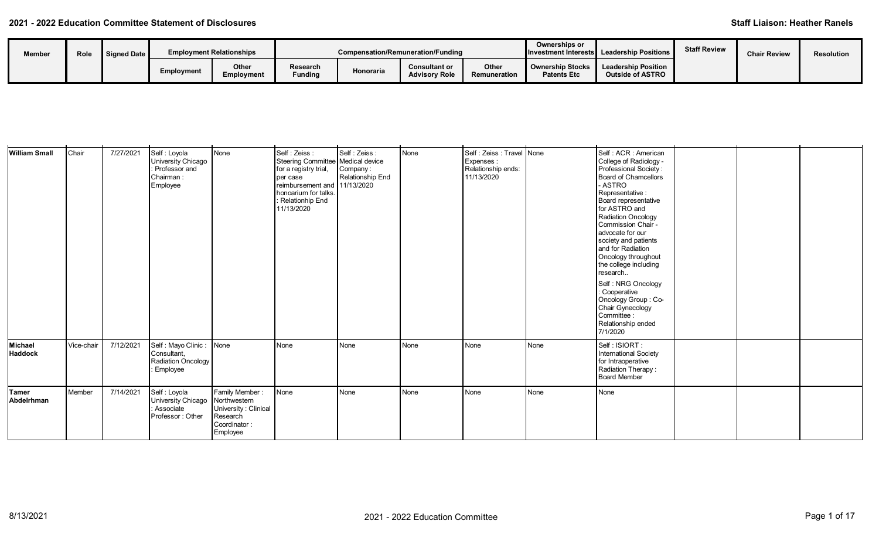## 2021 - 2022 Education Committee Statement of Disclosures

**Staff Liaison: Heather Ranels**

| Member | Role | Signed Date | Employment Relationships | | Compensation/Remuneration/Funding | | | | Ownerships or Investment Interests | Leadership Positions | Staff Review | Chair Review | Resolution |
|---|---|---|---|---|---|---|---|---|---|---|---|---|---|
| | | | Employment | Other Employment | Research Funding | Honoraria | Consultant or Advisory Role | Other Remuneration | Ownership Stocks Patents Etc | Leadership Position Outside of ASTRO | | | |
| **William Small** | Chair | 7/27/2021 | Self : Loyola University Chicago : Professor and Chairman : Employee | None | Self : Zeiss : Steering Committee for a registry trial, per case reimbursement and honoarium for talks. : Relationhip End 11/13/2020 | Self : Zeiss : Medical device Company : Relationship End 11/13/2020 | None | Self : Zeiss : Travel Expenses : Relationship ends: 11/13/2020 | None | Self : ACR : American College of Radiology - Professional Society : Board of Chamcellors - ASTRO Representative : Board representative for ASTRO and Radiation Oncology Commission Chair - advocate for our society and patients and for Radiation Oncology throughout the college including research.. Self : NRG Oncology : Cooperative Oncology Group : Co-Chair Gynecology Committee : Relationship ended 7/1/2020 | | | |
| **Michael Haddock** | Vice-chair | 7/12/2021 | Self : Mayo Clinic : Consultant, Radiation Oncology : Employee | None | None | None | None | None | None | Self : ISIORT : International Society for Intraoperative Radiation Therapy : Board Member | | | |
| **Tamer Abdelrhman** | Member | 7/14/2021 | Self : Loyola University Chicago : Associate Professor : Other | Family Member : Northwestern University : Clinical Research Coordinator : Employee | None | None | None | None | None | None | | | |

8/13/2021 — 2021 - 2022 Education Committee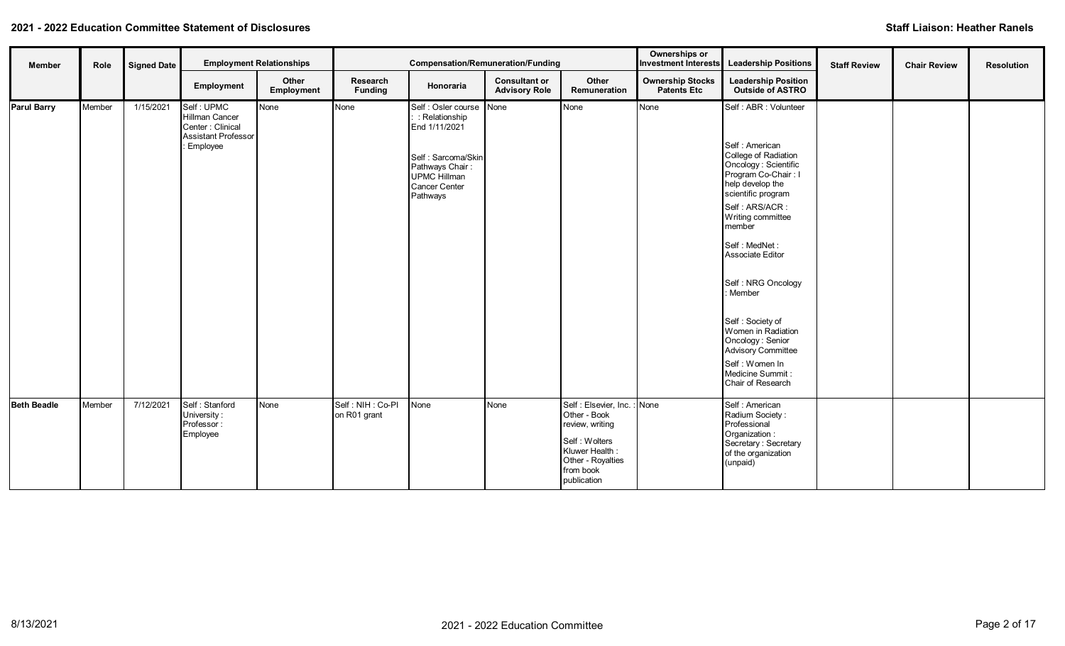## 2021 - 2022 Education Committee Statement of Disclosures

**Staff Liaison: Heather Ranels**

| Member | Role | Signed Date | Employment Relationships | | Compensation/Remuneration/Funding | | | | Ownerships or Investment Interests | Leadership Positions | Staff Review | Chair Review | Resolution |
|---|---|---|---|---|---|---|---|---|---|---|---|---|---|
| | | | Employment | Other Employment | Research Funding | Honoraria | Consultant or Advisory Role | Other Remuneration | Ownership Stocks Patents Etc | Leadership Position Outside of ASTRO | | | |
| **Parul Barry** | Member | 1/15/2021 | Self : UPMC Hillman Cancer Center : Clinical Assistant Professor : Employee | None | None | Self : Osler course : : Relationship End 1/11/2021<br><br>Self : Sarcoma/Skin Pathways Chair : UPMC Hillman Cancer Center Pathways | None | None | None | Self : ABR : Volunteer<br><br>Self : American College of Radiation Oncology : Scientific Program Co-Chair : I help develop the scientific program<br><br>Self : ARS/ACR : Writing committee member<br><br>Self : MedNet : Associate Editor<br><br>Self : NRG Oncology : Member<br><br>Self : Society of Women in Radiation Oncology : Senior Advisory Committee<br><br>Self : Women In Medicine Summit : Chair of Research | | | |
| **Beth Beadle** | Member | 7/12/2021 | Self : Stanford University : Professor : Employee | None | Self : NIH : Co-PI on R01 grant | None | None | Self : Elsevier, Inc. : Other - Book review, writing<br><br>Self : Wolters Kluwer Health : Other - Royalties from book publication | None | Self : American Radium Society : Professional Organization : Secretary : Secretary of the organization (unpaid) | | | |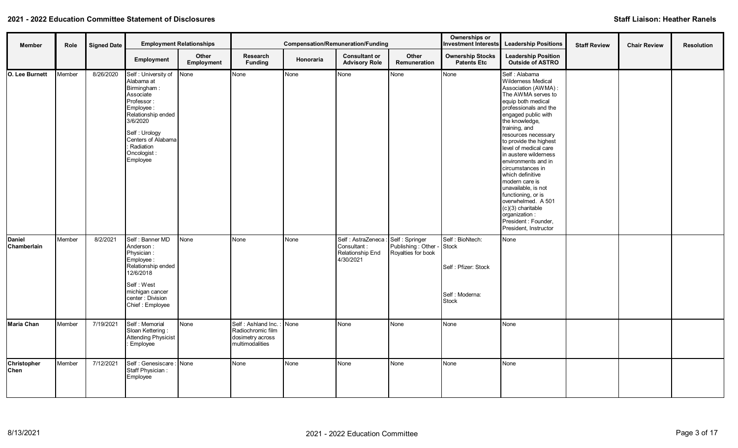## 2021 - 2022 Education Committee Statement of Disclosures

**Staff Liaison: Heather Ranels**

| Member | Role | Signed Date | Employment Relationships | | Compensation/Remuneration/Funding | | | | Ownerships or Investment Interests | Leadership Positions | Staff Review | Chair Review | Resolution |
|---|---|---|---|---|---|---|---|---|---|---|---|---|---|
| | | | Employment | Other Employment | Research Funding | Honoraria | Consultant or Advisory Role | Other Remuneration | Ownership Stocks Patents Etc | Leadership Position Outside of ASTRO | | | |
| O. Lee Burnett | Member | 8/26/2020 | Self : University of Alabama at Birmingham : Associate Professor : Employee : Relationship ended 3/6/2020<br><br>Self : Urology Centers of Alabama : Radiation Oncologist : Employee | None | None | None | None | None | None | Self : Alabama Wilderness Medical Association (AWMA) : The AWMA serves to equip both medical professionals and the engaged public with the knowledge, training, and resources necessary to provide the highest level of medical care in austere wilderness environments and in circumstances in which definitive modern care is unavailable, is not functioning, or is overwhelmed. A 501 (c)(3) charitable organization : President : Founder, President, Instructor | | | |
| Daniel Chamberlain | Member | 8/2/2021 | Self : Banner MD Anderson : Physician : Employee : Relationship ended 12/6/2018<br><br>Self : West michigan cancer center : Division Chief : Employee | None | None | None | Self : AstraZeneca : Consultant : Relationship End 4/30/2021 | Self : Springer Publishing : Other - Royalties for book | Self : BioNtech: Stock<br><br>Self : Pfizer: Stock<br><br>Self : Moderna: Stock | None | | | |
| Maria Chan | Member | 7/19/2021 | Self : Memorial Sloan Kettering : Attending Physicist : Employee | None | Self : Ashland Inc. : Radiochromic film dosimetry across multimodalities | None | None | None | None | None | | | |
| Christopher Chen | Member | 7/12/2021 | Self : Genesiscare : Staff Physician : Employee | None | None | None | None | None | None | None | | | |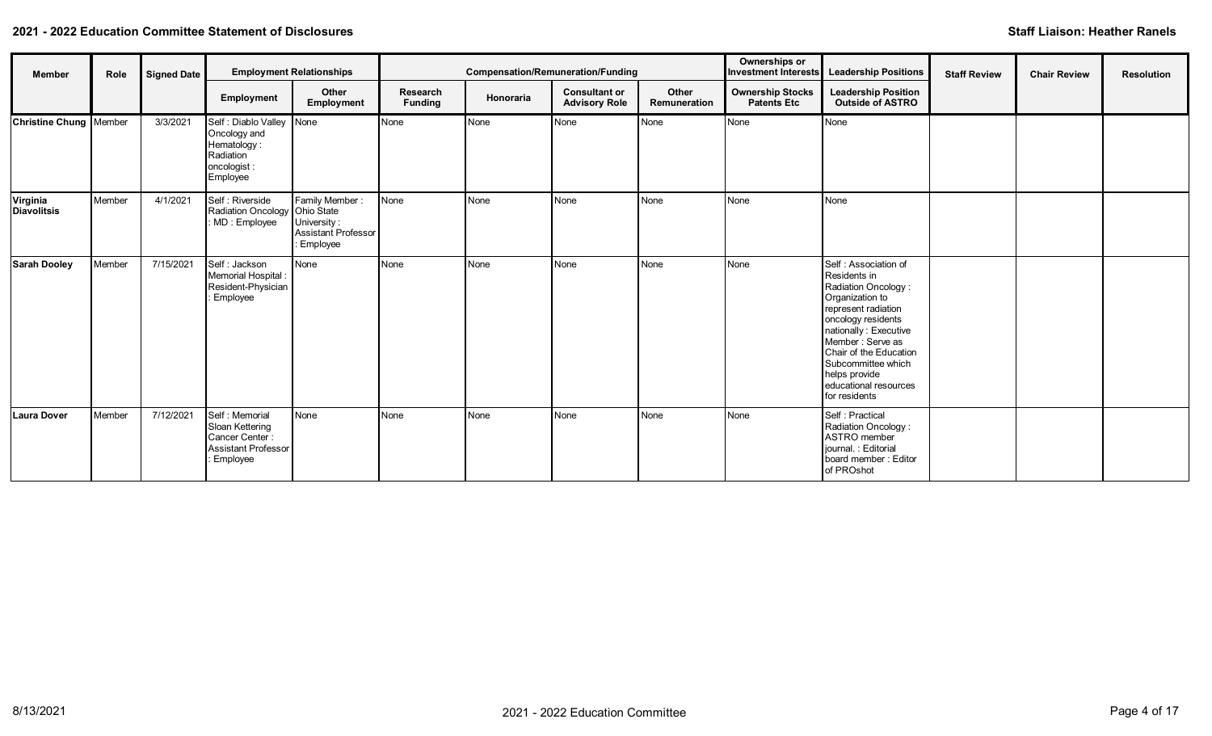**2021 - 2022 Education Committee Statement of Disclosures**

**Staff Liaison: Heather Ranels**

| Member | Role | Signed Date | Employment Relationships | | Compensation/Remuneration/Funding | | | | Ownerships or Investment Interests | Leadership Positions | Staff Review | Chair Review | Resolution |
|---|---|---|---|---|---|---|---|---|---|---|---|---|---|
| | | | Employment | Other Employment | Research Funding | Honoraria | Consultant or Advisory Role | Other Remuneration | Ownership Stocks Patents Etc | Leadership Position Outside of ASTRO | | | |
| **Christine Chung** | Member | 3/3/2021 | Self : Diablo Valley Oncology and Hematology : Radiation oncologist : Employee | None | None | None | None | None | None | None | | | |
| **Virginia Diavolitsis** | Member | 4/1/2021 | Self : Riverside Radiation Oncology : MD : Employee | Family Member : Ohio State University : Assistant Professor : Employee | None | None | None | None | None | None | | | |
| **Sarah Dooley** | Member | 7/15/2021 | Self : Jackson Memorial Hospital : Resident-Physician : Employee | None | None | None | None | None | None | Self : Association of Residents in Radiation Oncology : Organization to represent radiation oncology residents nationally : Executive Member : Serve as Chair of the Education Subcommittee which helps provide educational resources for residents | | | |
| **Laura Dover** | Member | 7/12/2021 | Self : Memorial Sloan Kettering Cancer Center : Assistant Professor : Employee | None | None | None | None | None | None | Self : Practical Radiation Oncology : ASTRO member journal. : Editorial board member : Editor of PROshot | | | |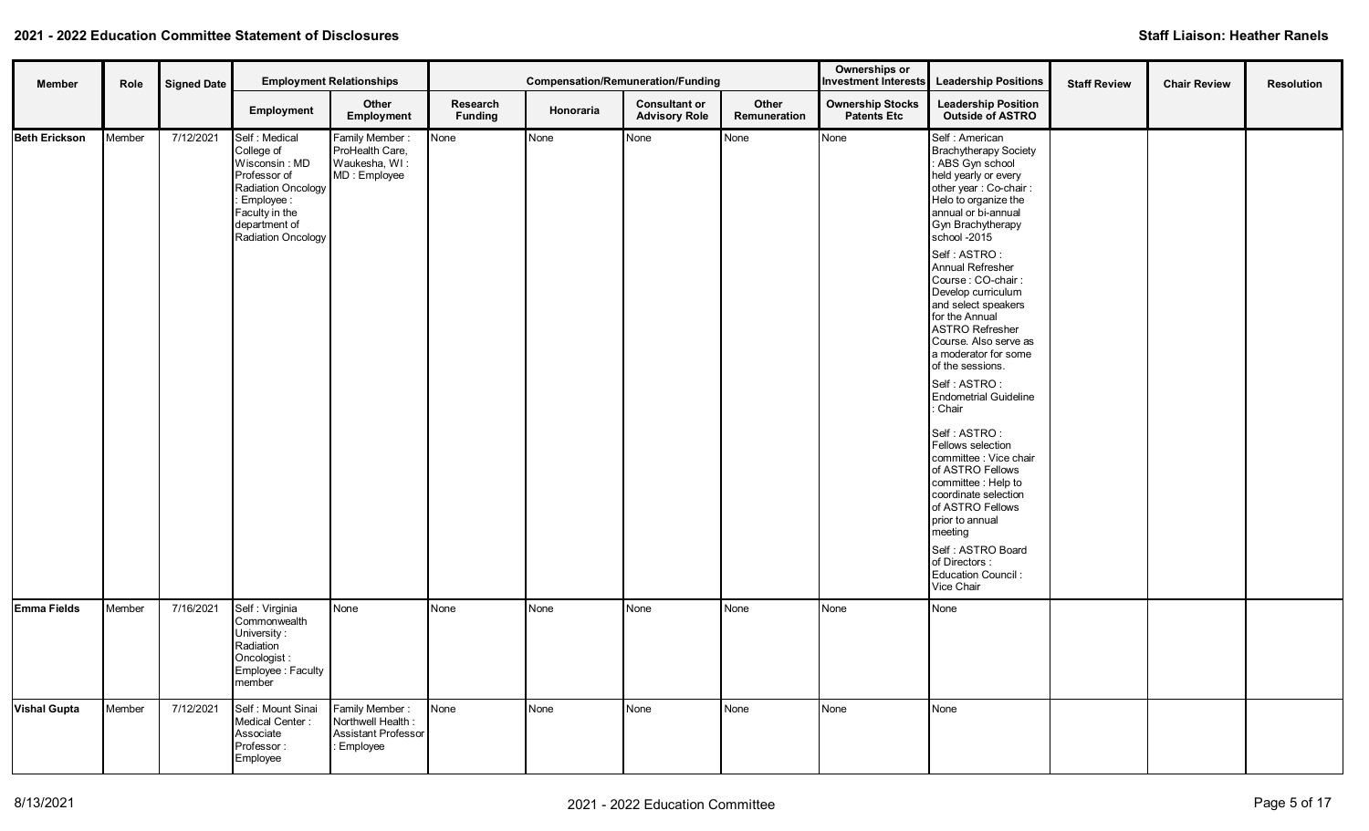**2021 - 2022 Education Committee Statement of Disclosures**

**Staff Liaison: Heather Ranels**

| Member | Role | Signed Date | Employment Relationships | | Compensation/Remuneration/Funding | | | | Ownerships or Investment Interests | Leadership Positions | Staff Review | Chair Review | Resolution |
|---|---|---|---|---|---|---|---|---|---|---|---|---|---|
| | | | Employment | Other Employment | Research Funding | Honoraria | Consultant or Advisory Role | Other Remuneration | Ownership Stocks Patents Etc | Leadership Position Outside of ASTRO | | | |
| **Beth Erickson** | Member | 7/12/2021 | Self : Medical College of Wisconsin : MD Professor of Radiation Oncology : Employee : Faculty in the department of Radiation Oncology | Family Member : ProHealth Care, Waukesha, WI : MD : Employee | None | None | None | None | None | Self : American Brachytherapy Society : ABS Gyn school held yearly or every other year : Co-chair : Helo to organize the annual or bi-annual Gyn Brachytherapy school -2015<br><br>Self : ASTRO : Annual Refresher Course : CO-chair : Develop curriculum and select speakers for the Annual ASTRO Refresher Course. Also serve as a moderator for some of the sessions.<br><br>Self : ASTRO : Endometrial Guideline : Chair<br><br>Self : ASTRO : Fellows selection committee : Vice chair of ASTRO Fellows committee : Help to coordinate selection of ASTRO Fellows prior to annual meeting<br><br>Self : ASTRO Board of Directors : Education Council : Vice Chair | | | |
| **Emma Fields** | Member | 7/16/2021 | Self : Virginia Commonwealth University : Radiation Oncologist : Employee : Faculty member | None | None | None | None | None | None | None | | | |
| **Vishal Gupta** | Member | 7/12/2021 | Self : Mount Sinai Medical Center : Associate Professor : Employee | Family Member : Northwell Health : Assistant Professor : Employee | None | None | None | None | None | None | | | |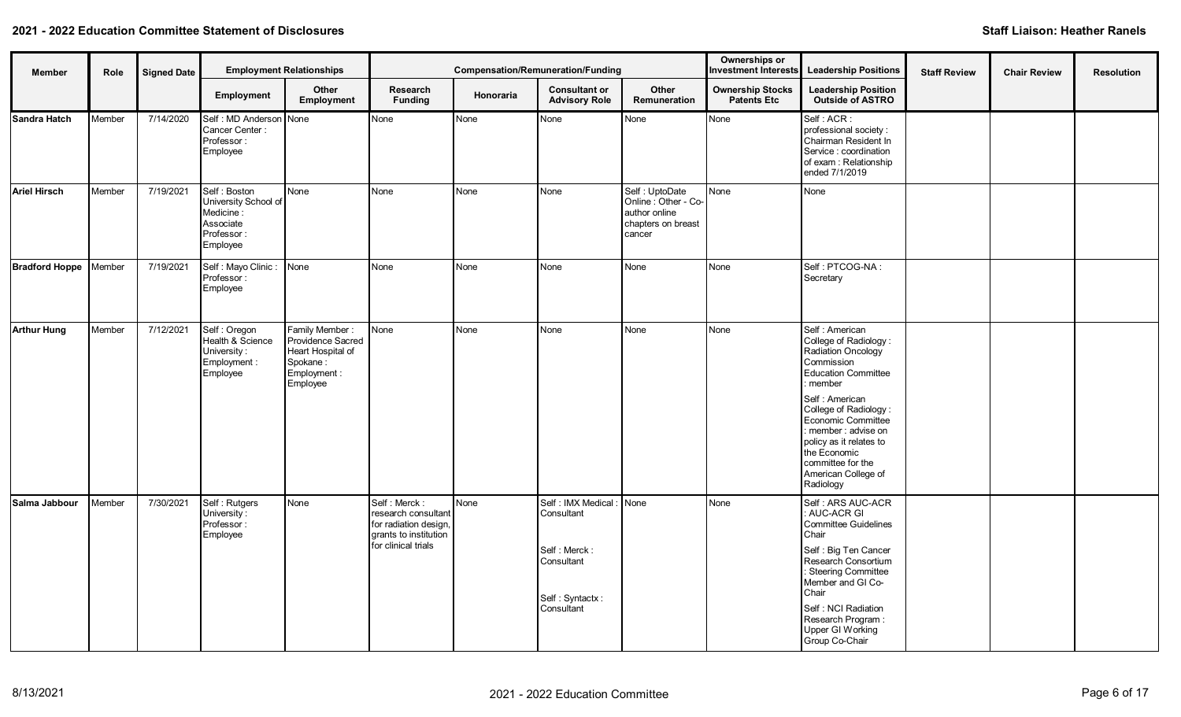## 2021 - 2022 Education Committee Statement of Disclosures

**Staff Liaison: Heather Ranels**

| Member | Role | Signed Date | Employment Relationships | | Compensation/Remuneration/Funding | | | | Ownerships or Investment Interests | Leadership Positions | Staff Review | Chair Review | Resolution |
|---|---|---|---|---|---|---|---|---|---|---|---|---|---|
| | | | Employment | Other Employment | Research Funding | Honoraria | Consultant or Advisory Role | Other Remuneration | Ownership Stocks Patents Etc | Leadership Position Outside of ASTRO | | | |
| **Sandra Hatch** | Member | 7/14/2020 | Self : MD Anderson Cancer Center : Professor : Employee | None | None | None | None | None | None | Self : ACR : professional society : Chairman Resident In Service : coordination of exam : Relationship ended 7/1/2019 | | | |
| **Ariel Hirsch** | Member | 7/19/2021 | Self : Boston University School of Medicine : Associate Professor : Employee | None | None | None | None | Self : UptoDate Online : Other - Co-author online chapters on breast cancer | None | None | | | |
| **Bradford Hoppe** | Member | 7/19/2021 | Self : Mayo Clinic : Professor : Employee | None | None | None | None | None | None | Self : PTCOG-NA : Secretary | | | |
| **Arthur Hung** | Member | 7/12/2021 | Self : Oregon Health & Science University : Employment : Employee | Family Member : Providence Sacred Heart Hospital of Spokane : Employment : Employee | None | None | None | None | None | Self : American College of Radiology : Radiation Oncology Commission Education Committee : member<br>Self : American College of Radiology : Economic Committee : member : advise on policy as it relates to the Economic committee for the American College of Radiology | | | |
| **Salma Jabbour** | Member | 7/30/2021 | Self : Rutgers University : Professor : Employee | None | Self : Merck : research consultant for radiation design, grants to institution for clinical trials | None | Self : IMX Medical : Consultant<br>Self : Merck : Consultant<br>Self : Syntactx : Consultant | None | None | Self : ARS AUC-ACR : AUC-ACR GI Committee Guidelines Chair<br>Self : Big Ten Cancer Research Consortium : Steering Committee Member and GI Co-Chair<br>Self : NCI Radiation Research Program : Upper GI Working Group Co-Chair | | | |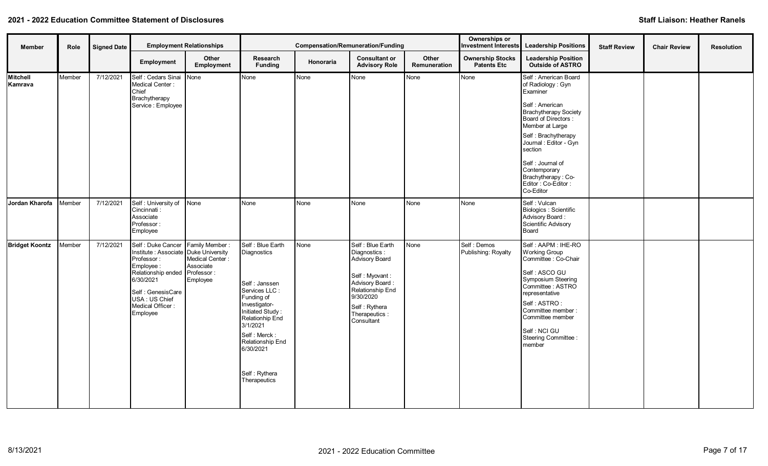## 2021 - 2022 Education Committee Statement of Disclosures

**Staff Liaison: Heather Ranels**

| Member | Role | Signed Date | Employment Relationships | | Compensation/Remuneration/Funding | | | | Ownerships or Investment Interests | Leadership Positions | Staff Review | Chair Review | Resolution |
|---|---|---|---|---|---|---|---|---|---|---|---|---|---|
| | | | Employment | Other Employment | Research Funding | Honoraria | Consultant or Advisory Role | Other Remuneration | Ownership Stocks Patents Etc | Leadership Position Outside of ASTRO | | | |
| **Mitchell Kamrava** | Member | 7/12/2021 | Self : Cedars Sinai Medical Center : Chief Brachytherapy Service : Employee | None | None | None | None | None | None | Self : American Board of Radiology : Gyn Examiner<br>Self : American Brachytherapy Society Board of Directors : Member at Large<br>Self : Brachytherapy Journal : Editor - Gyn section<br>Self : Journal of Contemporary Brachytherapy : Co-Editor : Co-Editor : Co-Editor | | | |
| **Jordan Kharofa** | Member | 7/12/2021 | Self : University of Cincinnati : Associate Professor : Employee | None | None | None | None | None | None | Self : Vulcan Biologics : Scientific Advisory Board : Scientific Advisory Board | | | |
| **Bridget Koontz** | Member | 7/12/2021 | Self : Duke Cancer Institute : Associate Professor : Employee : Relationship ended 6/30/2021<br>Self : GenesisCare USA : US Chief Medical Officer : Employee | Family Member : Duke University Medical Center : Associate Professor : Employee | Self : Blue Earth Diagnostics<br>Self : Janssen Services LLC : Funding of Investigator-Initiated Study : Relationhip End 3/1/2021<br>Self : Merck : Relationship End 6/30/2021<br>Self : Rythera Therapeutics | None | Self : Blue Earth Diagnostics : Advisory Board<br>Self : Myovant : Advisory Board : Relationship End 9/30/2020<br>Self : Rythera Therapeutics : Consultant | None | Self : Demos Publishing: Royalty | Self : AAPM : IHE-RO Working Group Committee : Co-Chair<br>Self : ASCO GU Symposium Steering Committee : ASTRO representative<br>Self : ASTRO : Committee member : Committee member<br>Self : NCI GU Steering Committee : member | | | |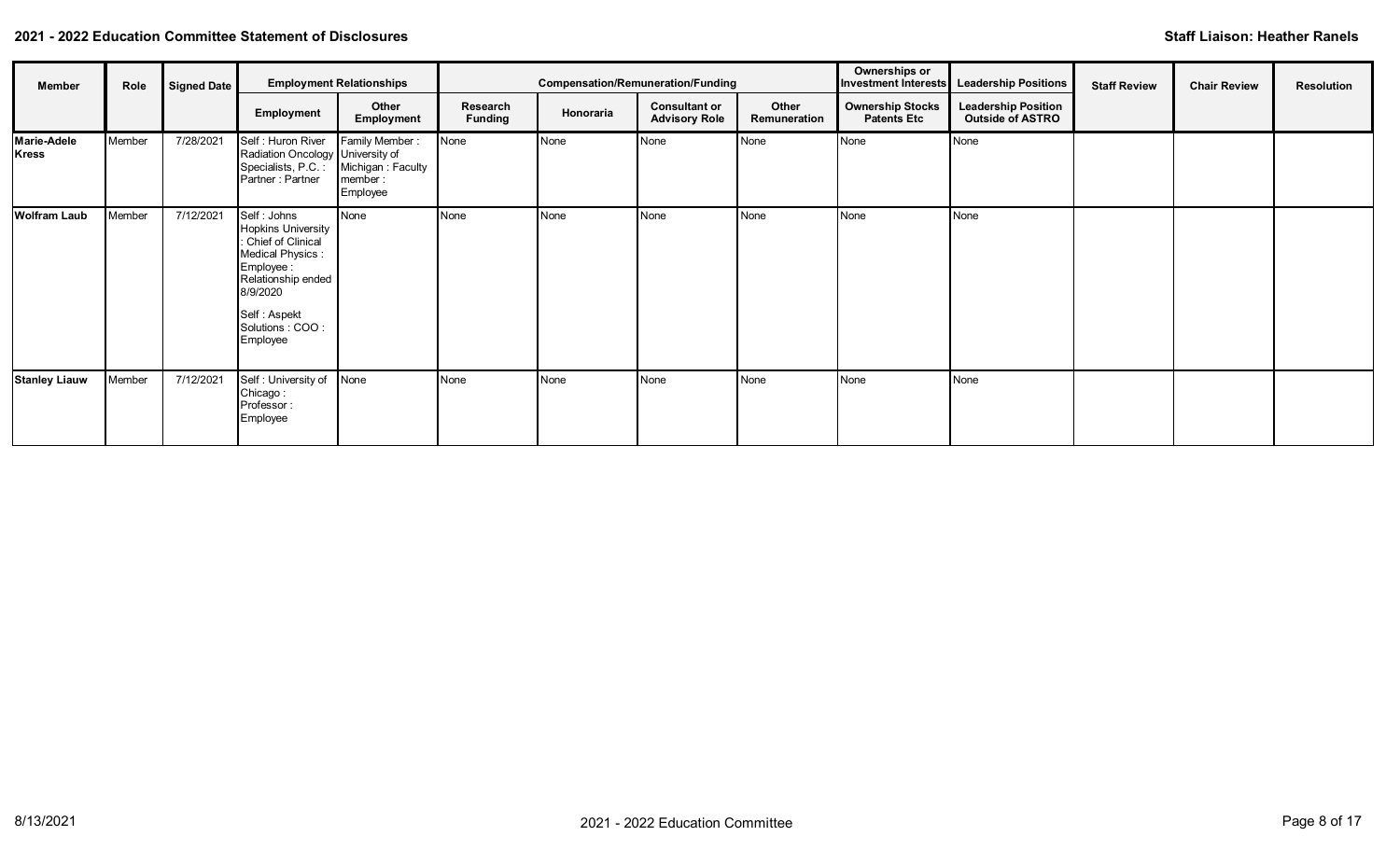**2021 - 2022 Education Committee Statement of Disclosures**

**Staff Liaison: Heather Ranels**

| Member | Role | Signed Date | Employment Relationships | | Compensation/Remuneration/Funding | | | | Ownerships or Investment Interests | Leadership Positions | Staff Review | Chair Review | Resolution |
|---|---|---|---|---|---|---|---|---|---|---|---|---|---|
| | | | Employment | Other Employment | Research Funding | Honoraria | Consultant or Advisory Role | Other Remuneration | Ownership Stocks Patents Etc | Leadership Position Outside of ASTRO | | | |
| **Marie-Adele Kress** | Member | 7/28/2021 | Self : Huron River Radiation Oncology Specialists, P.C. : Partner : Partner | Family Member : University of Michigan : Faculty member : Employee | None | None | None | None | None | None | | | |
| **Wolfram Laub** | Member | 7/12/2021 | Self : Johns Hopkins University : Chief of Clinical Medical Physics : Employee : Relationship ended 8/9/2020<br><br>Self : Aspekt Solutions : COO : Employee | None | None | None | None | None | None | None | | | |
| **Stanley Liauw** | Member | 7/12/2021 | Self : University of Chicago : Professor : Employee | None | None | None | None | None | None | None | | | |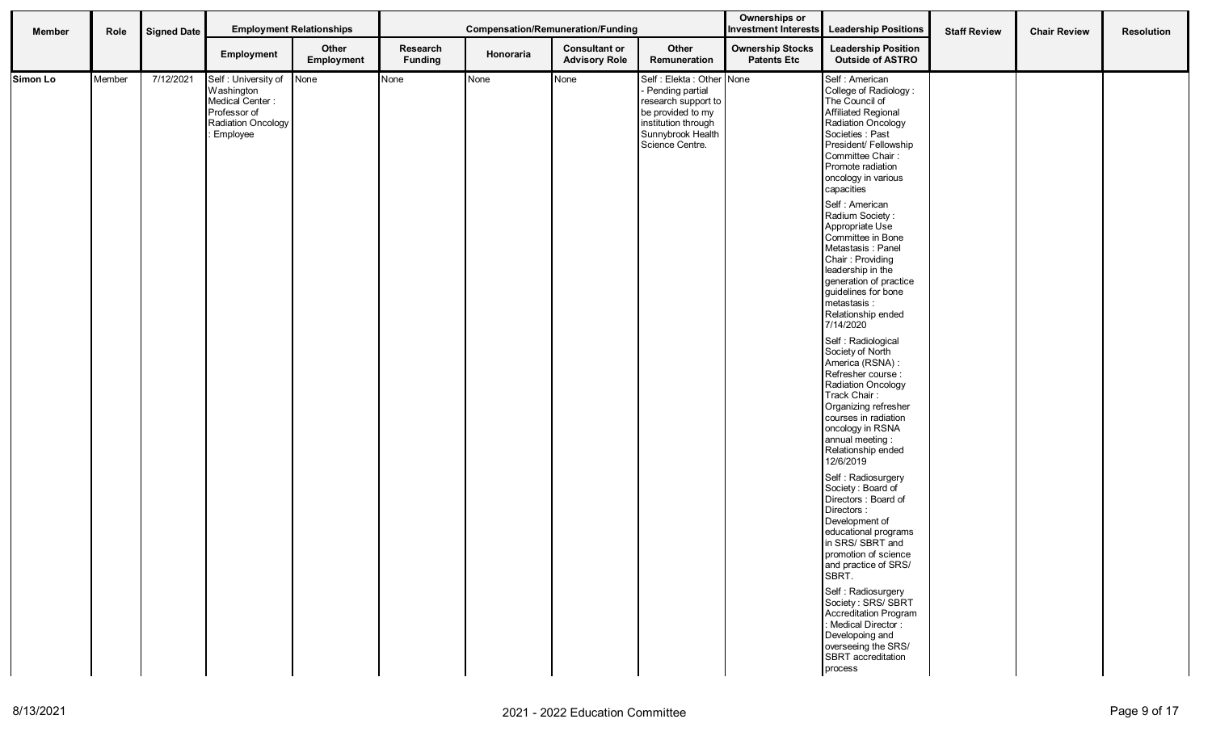| Member | Role | Signed Date | Employment Relationships | | Compensation/Remuneration/Funding | | | | Ownerships or Investment Interests | Leadership Positions | Staff Review | Chair Review | Resolution |
|---|---|---|---|---|---|---|---|---|---|---|---|---|---|
| | | | Employment | Other Employment | Research Funding | Honoraria | Consultant or Advisory Role | Other Remuneration | Ownership Stocks Patents Etc | Leadership Position Outside of ASTRO | | | |
| **Simon Lo** | Member | 7/12/2021 | Self : University of Washington Medical Center : Professor of Radiation Oncology : Employee | None | None | None | None | Self : Elekta : Other - Pending partial research support to be provided to my institution through Sunnybrook Health Science Centre. | None | Self : American College of Radiology : The Council of Affiliated Regional Radiation Oncology Societies : Past President/ Fellowship Committee Chair : Promote radiation oncology in various capacities<br><br>Self : American Radium Society : Appropriate Use Committee in Bone Metastasis : Panel Chair : Providing leadership in the generation of practice guidelines for bone metastasis : Relationship ended 7/14/2020<br><br>Self : Radiological Society of North America (RSNA) : Refresher course : Radiation Oncology Track Chair : Organizing refresher courses in radiation oncology in RSNA annual meeting : Relationship ended 12/6/2019<br><br>Self : Radiosurgery Society : Board of Directors : Board of Directors : Development of educational programs in SRS/ SBRT and promotion of science and practice of SRS/ SBRT.<br><br>Self : Radiosurgery Society : SRS/ SBRT Accreditation Program : Medical Director : Developoing and overseeing the SRS/ SBRT accreditation process | | | |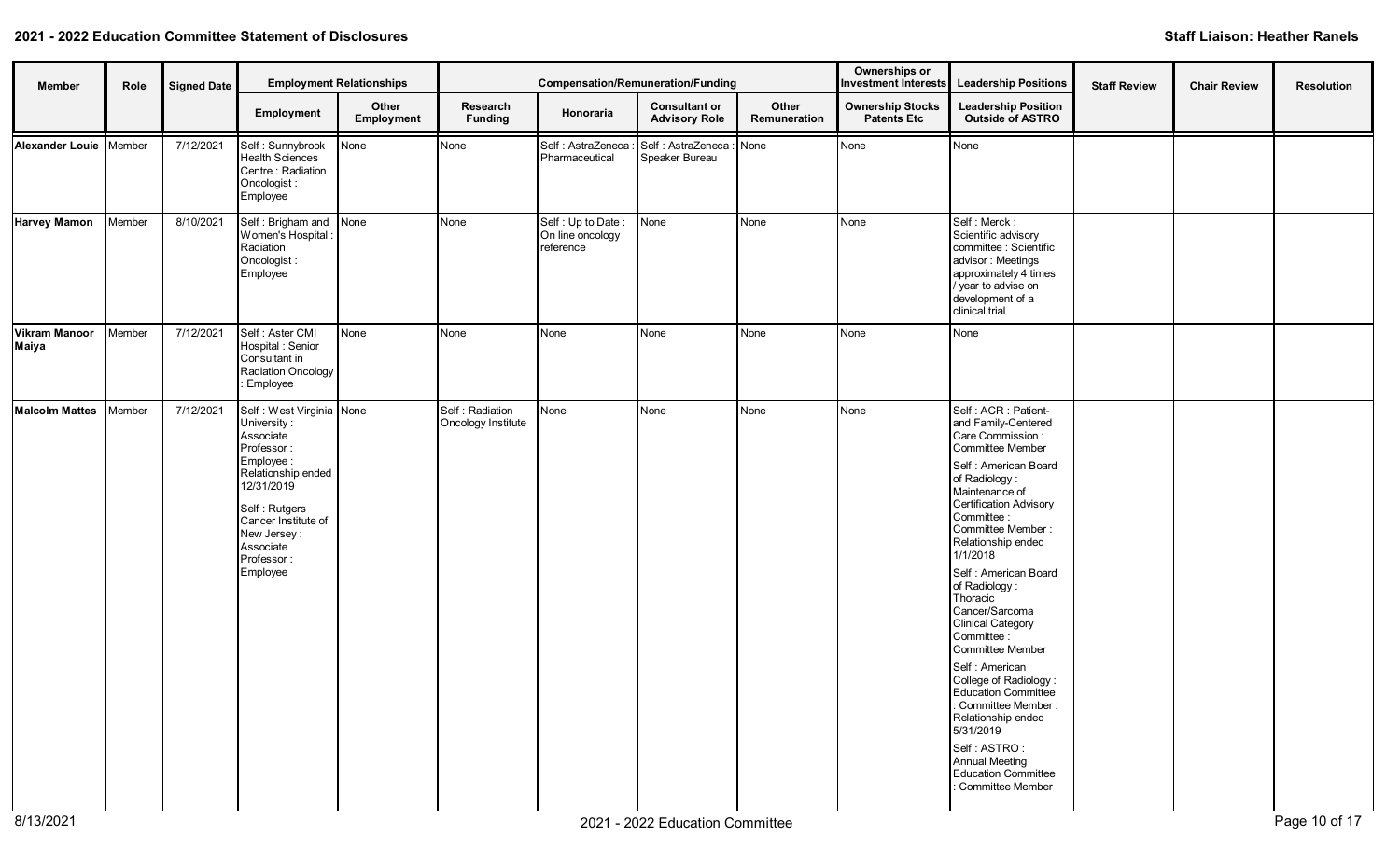**2021 - 2022 Education Committee Statement of Disclosures**

**Staff Liaison: Heather Ranels**

| Member | Role | Signed Date | Employment Relationships | | Compensation/Remuneration/Funding | | | | Ownerships or Investment Interests | Leadership Positions | Staff Review | Chair Review | Resolution |
|---|---|---|---|---|---|---|---|---|---|---|---|---|---|
| | | | Employment | Other Employment | Research Funding | Honoraria | Consultant or Advisory Role | Other Remuneration | Ownership Stocks Patents Etc | Leadership Position Outside of ASTRO | | | |
| **Alexander Louie** | Member | 7/12/2021 | Self : Sunnybrook Health Sciences Centre : Radiation Oncologist : Employee | None | None | Self : AstraZeneca : Pharmaceutical | Self : AstraZeneca : Speaker Bureau | None | None | None | | | |
| **Harvey Mamon** | Member | 8/10/2021 | Self : Brigham and Women's Hospital : Radiation Oncologist : Employee | None | None | Self : Up to Date : On line oncology reference | None | None | None | Self : Merck : Scientific advisory committee : Scientific advisor : Meetings approximately 4 times / year to advise on development of a clinical trial | | | |
| **Vikram Manoor Maiya** | Member | 7/12/2021 | Self : Aster CMI Hospital : Senior Consultant in Radiation Oncology : Employee | None | None | None | None | None | None | None | | | |
| **Malcolm Mattes** | Member | 7/12/2021 | Self : West Virginia University : Associate Professor : Employee : Relationship ended 12/31/2019<br><br>Self : Rutgers Cancer Institute of New Jersey : Associate Professor : Employee | None | Self : Radiation Oncology Institute | None | None | None | None | Self : ACR : Patient-and Family-Centered Care Commission : Committee Member<br><br>Self : American Board of Radiology : Maintenance of Certification Advisory Committee : Committee Member : Relationship ended 1/1/2018<br><br>Self : American Board of Radiology : Thoracic Cancer/Sarcoma Clinical Category Committee : Committee Member<br><br>Self : American College of Radiology : Education Committee : Committee Member : Relationship ended 5/31/2019<br><br>Self : ASTRO : Annual Meeting Education Committee : Committee Member | | | |

8/13/2021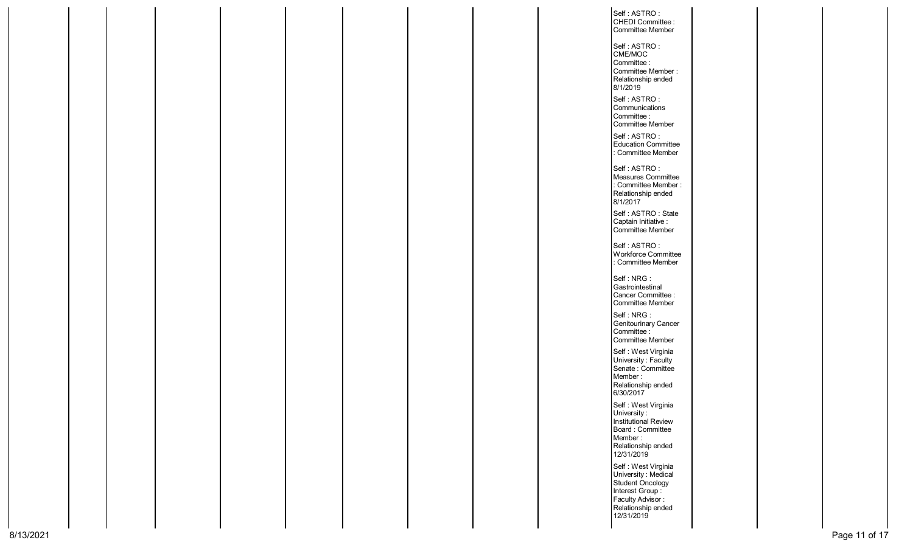| | | | | | | | | | | | | |
|---|---|---|---|---|---|---|---|---|---|---|---|---|
| | | | | | | | | | Self : ASTRO : CHEDI Committee : Committee Member | | | |
| | | | | | | | | | Self : ASTRO : CME/MOC Committee : Committee Member : Relationship ended 8/1/2019 | | | |
| | | | | | | | | | Self : ASTRO : Communications Committee : Committee Member | | | |
| | | | | | | | | | Self : ASTRO : Education Committee : Committee Member | | | |
| | | | | | | | | | Self : ASTRO : Measures Committee : Committee Member : Relationship ended 8/1/2017 | | | |
| | | | | | | | | | Self : ASTRO : State Captain Initiative : Committee Member | | | |
| | | | | | | | | | Self : ASTRO : Workforce Committee : Committee Member | | | |
| | | | | | | | | | Self : NRG : Gastrointestinal Cancer Committee : Committee Member | | | |
| | | | | | | | | | Self : NRG : Genitourinary Cancer Committee : Committee Member | | | |
| | | | | | | | | | Self : West Virginia University : Faculty Senate : Committee Member : Relationship ended 6/30/2017 | | | |
| | | | | | | | | | Self : West Virginia University : Institutional Review Board : Committee Member : Relationship ended 12/31/2019 | | | |
| | | | | | | | | | Self : West Virginia University : Medical Student Oncology Interest Group : Faculty Advisor : Relationship ended 12/31/2019 | | | |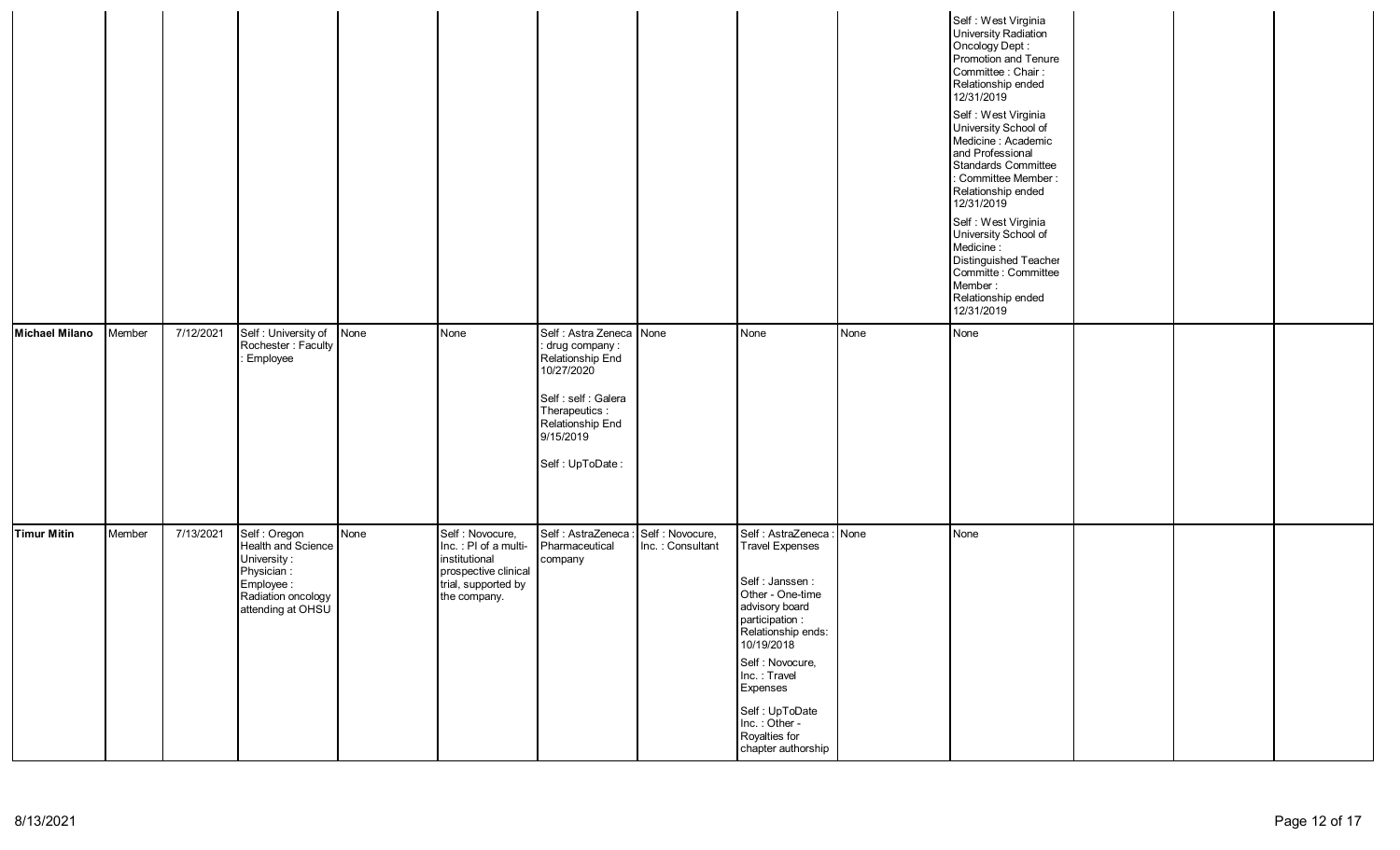| | | | | | | | | | | | | | |
|---|---|---|---|---|---|---|---|---|---|---|---|---|---|
| | | | | | | | | | | Self : West Virginia University Radiation Oncology Dept : Promotion and Tenure Committee : Chair : Relationship ended 12/31/2019<br><br>Self : West Virginia University School of Medicine : Academic and Professional Standards Committee : Committee Member : Relationship ended 12/31/2019<br><br>Self : West Virginia University School of Medicine : Distinguished Teacher Committe : Committee Member : Relationship ended 12/31/2019 | | | |
| **Michael Milano** | Member | 7/12/2021 | Self : University of Rochester : Faculty : Employee | None | None | Self : Astra Zeneca : drug company : Relationship End 10/27/2020<br><br>Self : self : Galera Therapeutics : Relationship End 9/15/2019<br><br>Self : UpToDate : | None | None | None | None | | | |
| **Timur Mitin** | Member | 7/13/2021 | Self : Oregon Health and Science University : Physician : Employee : Radiation oncology attending at OHSU | None | Self : Novocure, Inc. : PI of a multi-institutional prospective clinical trial, supported by the company. | Self : AstraZeneca : Pharmaceutical company | Self : Novocure, Inc. : Consultant | Self : AstraZeneca : Travel Expenses<br><br>Self : Janssen : Other - One-time advisory board participation : Relationship ends: 10/19/2018<br><br>Self : Novocure, Inc. : Travel Expenses<br><br>Self : UpToDate Inc. : Other - Royalties for chapter authorship | None | None | | | |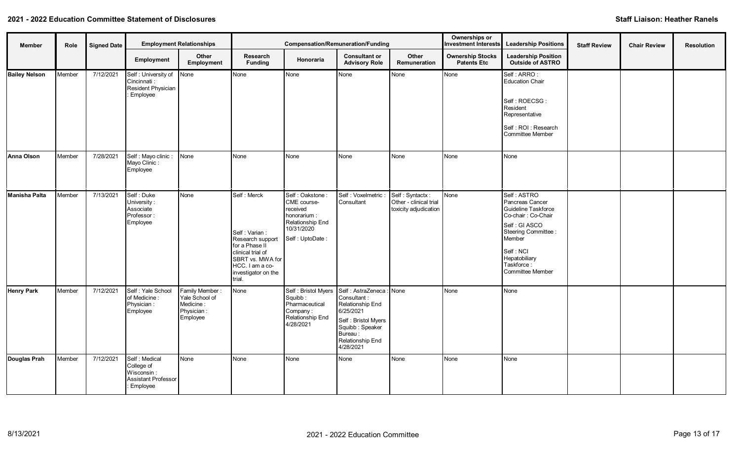**2021 - 2022 Education Committee Statement of Disclosures**

**Staff Liaison: Heather Ranels**

| Member | Role | Signed Date | Employment Relationships | | Compensation/Remuneration/Funding | | | | Ownerships or Investment Interests | Leadership Positions | Staff Review | Chair Review | Resolution |
|---|---|---|---|---|---|---|---|---|---|---|---|---|---|
| | | | Employment | Other Employment | Research Funding | Honoraria | Consultant or Advisory Role | Other Remuneration | Ownership Stocks Patents Etc | Leadership Position Outside of ASTRO | | | |
| **Bailey Nelson** | Member | 7/12/2021 | Self : University of Cincinnati : Resident Physician : Employee | None | None | None | None | None | None | Self : ARRO : Education Chair<br><br>Self : ROECSG : Resident Representative<br><br>Self : ROI : Research Committee Member | | | |
| **Anna Olson** | Member | 7/28/2021 | Self : Mayo clinic : Mayo Clinic : Employee | None | None | None | None | None | None | None | | | |
| **Manisha Palta** | Member | 7/13/2021 | Self : Duke University : Associate Professor : Employee | None | Self : Merck<br><br>Self : Varian : Research support for a Phase II clinical trial of SBRT vs. MWA for HCC. I am a co-investigator on the trial. | Self : Oakstone : CME course-received honorarium : Relationship End 10/31/2020<br><br>Self : UptoDate : | Self : Voxelmetric : Consultant | Self : Syntactx : Other - clinical trial toxicity adjudication | None | Self : ASTRO Pancreas Cancer Guideline Taskforce Co-chair : Co-Chair<br><br>Self : GI ASCO Steering Committee : Member<br><br>Self : NCI Hepatobiliary Taskforce : Committee Member | | | |
| **Henry Park** | Member | 7/12/2021 | Self : Yale School of Medicine : Physician : Employee | Family Member : Yale School of Medicine : Physician : Employee | None | Self : Bristol Myers Squibb : Pharmaceutical Company : Relationship End 4/28/2021 | Self : AstraZeneca : Consultant : Relationship End 6/25/2021<br><br>Self : Bristol Myers Squibb : Speaker Bureau : Relationship End 4/28/2021 | None | None | None | | | |
| **Douglas Prah** | Member | 7/12/2021 | Self : Medical College of Wisconsin : Assistant Professor : Employee | None | None | None | None | None | None | None | | | |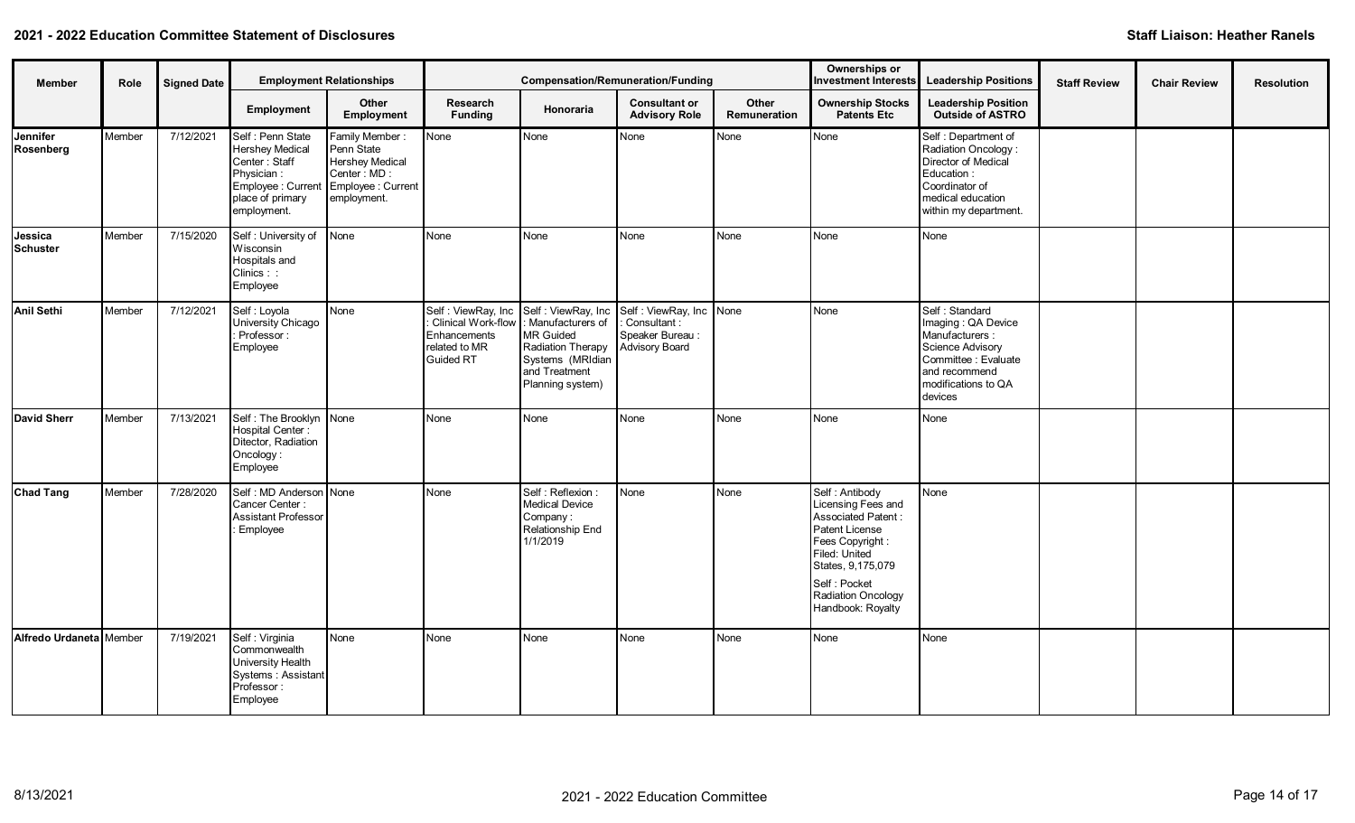## 2021 - 2022 Education Committee Statement of Disclosures

**Staff Liaison: Heather Ranels**

| Member | Role | Signed Date | Employment Relationships | | Compensation/Remuneration/Funding | | | | Ownerships or Investment Interests | Leadership Positions | Staff Review | Chair Review | Resolution |
|---|---|---|---|---|---|---|---|---|---|---|---|---|---|
| | | | Employment | Other Employment | Research Funding | Honoraria | Consultant or Advisory Role | Other Remuneration | Ownership Stocks Patents Etc | Leadership Position Outside of ASTRO | | | |
| Jennifer Rosenberg | Member | 7/12/2021 | Self : Penn State Hershey Medical Center : Staff Physician : Employee : Current place of primary employment. | Family Member : Penn State Hershey Medical Center : MD : Employee : Current employment. | None | None | None | None | None | Self : Department of Radiation Oncology : Director of Medical Education : Coordinator of medical education within my department. | | | |
| Jessica Schuster | Member | 7/15/2020 | Self : University of Wisconsin Hospitals and Clinics : : Employee | None | None | None | None | None | None | None | | | |
| Anil Sethi | Member | 7/12/2021 | Self : Loyola University Chicago : Professor : Employee | None | Self : ViewRay, Inc : Clinical Work-flow Enhancements related to MR Guided RT | Self : ViewRay, Inc : Manufacturers of MR Guided Radiation Therapy Systems (MRIdian and Treatment Planning system) | Self : ViewRay, Inc : Consultant : Speaker Bureau : Advisory Board | None | None | Self : Standard Imaging : QA Device Manufacturers : Science Advisory Committee : Evaluate and recommend modifications to QA devices | | | |
| David Sherr | Member | 7/13/2021 | Self : The Brooklyn Hospital Center : Ditector, Radiation Oncology : Employee | None | None | None | None | None | None | None | | | |
| Chad Tang | Member | 7/28/2020 | Self : MD Anderson Cancer Center : Assistant Professor : Employee | None | None | Self : Reflexion : Medical Device Company : Relationship End 1/1/2019 | None | None | Self : Antibody Licensing Fees and Associated Patent : Patent License Fees Copyright : Filed: United States, 9,175,079<br>Self : Pocket Radiation Oncology Handbook: Royalty | None | | | |
| Alfredo Urdaneta | Member | 7/19/2021 | Self : Virginia Commonwealth University Health Systems : Assistant Professor : Employee | None | None | None | None | None | None | None | | | |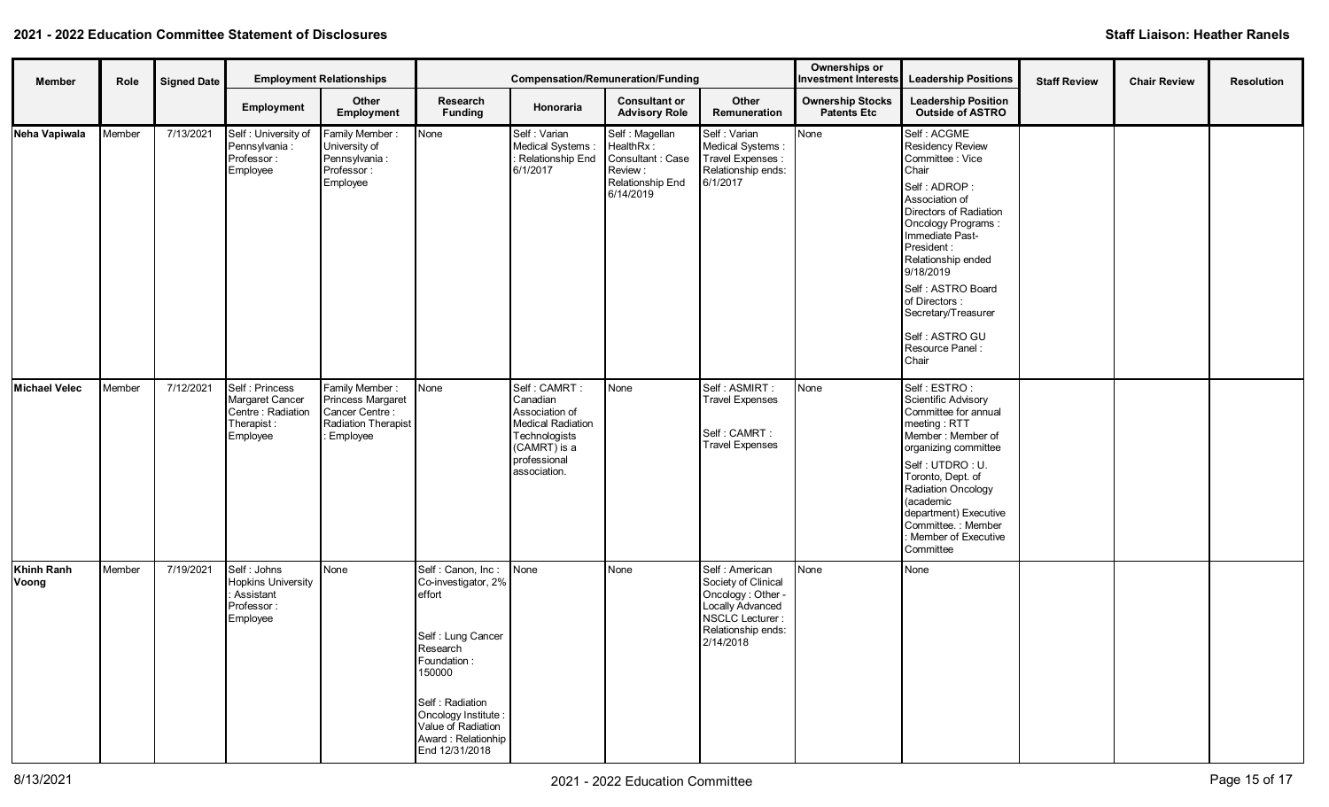**2021 - 2022 Education Committee Statement of Disclosures**

**Staff Liaison: Heather Ranels**

| Member | Role | Signed Date | Employment Relationships | | Compensation/Remuneration/Funding | | | | Ownerships or Investment Interests | Leadership Positions | Staff Review | Chair Review | Resolution |
|---|---|---|---|---|---|---|---|---|---|---|---|---|---|
| | | | Employment | Other Employment | Research Funding | Honoraria | Consultant or Advisory Role | Other Remuneration | Ownership Stocks Patents Etc | Leadership Position Outside of ASTRO | | | |
| **Neha Vapiwala** | Member | 7/13/2021 | Self : University of Pennsylvania : Professor : Employee | Family Member : University of Pennsylvania : Professor : Employee | None | Self : Varian Medical Systems : : Relationship End 6/1/2017 | Self : Magellan HealthRx : Consultant : Case Review : Relationship End 6/14/2019 | Self : Varian Medical Systems : Travel Expenses : Relationship ends: 6/1/2017 | None | Self : ACGME Residency Review Committee : Vice Chair<br>Self : ADROP : Association of Directors of Radiation Oncology Programs : Immediate Past-President : Relationship ended 9/18/2019<br>Self : ASTRO Board of Directors : Secretary/Treasurer<br>Self : ASTRO GU Resource Panel : Chair | | | |
| **Michael Velec** | Member | 7/12/2021 | Self : Princess Margaret Cancer Centre : Radiation Therapist : Employee | Family Member : Princess Margaret Cancer Centre : Radiation Therapist : Employee | None | Self : CAMRT : Canadian Association of Medical Radiation Technologists (CAMRT) is a professional association. | None | Self : ASMIRT : Travel Expenses<br>Self : CAMRT : Travel Expenses | None | Self : ESTRO : Scientific Advisory Committee for annual meeting : RTT Member : Member of organizing committee<br>Self : UTDRO : U. Toronto, Dept. of Radiation Oncology (academic department) Executive Committee. : Member : Member of Executive Committee | | | |
| **Khinh Ranh Voong** | Member | 7/19/2021 | Self : Johns Hopkins University : Assistant Professor : Employee | None | Self : Canon, Inc : Co-investigator, 2% effort<br>Self : Lung Cancer Research Foundation : 150000<br>Self : Radiation Oncology Institute : Value of Radiation Award : Relationhip End 12/31/2018 | None | None | Self : American Society of Clinical Oncology : Other - Locally Advanced NSCLC Lecturer : Relationship ends: 2/14/2018 | None | None | | | |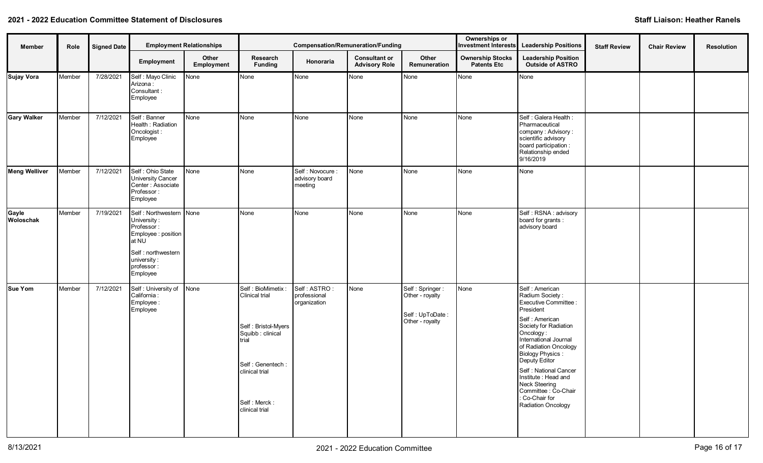## 2021 - 2022 Education Committee Statement of Disclosures

**Staff Liaison: Heather Ranels**

| Member | Role | Signed Date | Employment Relationships | | Compensation/Remuneration/Funding | | | | Ownerships or Investment Interests | Leadership Positions | Staff Review | Chair Review | Resolution |
|---|---|---|---|---|---|---|---|---|---|---|---|---|---|
| | | | Employment | Other Employment | Research Funding | Honoraria | Consultant or Advisory Role | Other Remuneration | Ownership Stocks Patents Etc | Leadership Position Outside of ASTRO | | | |
| **Sujay Vora** | Member | 7/28/2021 | Self : Mayo Clinic Arizona : Consultant : Employee | None | None | None | None | None | None | None | | | |
| **Gary Walker** | Member | 7/12/2021 | Self : Banner Health : Radiation Oncologist : Employee | None | None | None | None | None | None | Self : Galera Health : Pharmaceutical company : Advisory : scientific advisory board participation : Relationship ended 9/16/2019 | | | |
| **Meng Welliver** | Member | 7/12/2021 | Self : Ohio State University Cancer Center : Associate Professor : Employee | None | None | Self : Novocure : advisory board meeting | None | None | None | None | | | |
| **Gayle Woloschak** | Member | 7/19/2021 | Self : Northwestern University : Professor : Employee : position at NU<br>Self : northwestern university : professor : Employee | None | None | None | None | None | None | Self : RSNA : advisory board for grants : advisory board | | | |
| **Sue Yom** | Member | 7/12/2021 | Self : University of California : Employee : Employee | None | Self : BioMimetix : Clinical trial<br>Self : Bristol-Myers Squibb : clinical trial<br>Self : Genentech : clinical trial<br>Self : Merck : clinical trial | Self : ASTRO : professional organization | None | Self : Springer : Other - royalty<br>Self : UpToDate : Other - royalty | None | Self : American Radium Society : Executive Committee : President<br>Self : American Society for Radiation Oncology : International Journal of Radiation Oncology Biology Physics : Deputy Editor<br>Self : National Cancer Institute : Head and Neck Steering Committee : Co-Chair : Co-Chair for Radiation Oncology | | | |

8/13/2021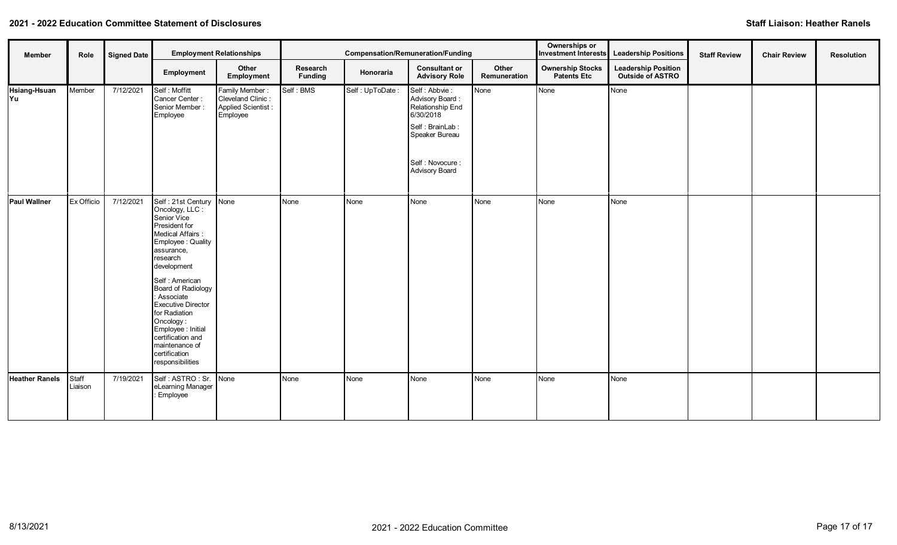## 2021 - 2022 Education Committee Statement of Disclosures

**Staff Liaison: Heather Ranels**

| Member | Role | Signed Date | Employment Relationships | | Compensation/Remuneration/Funding | | | | Ownerships or Investment Interests | Leadership Positions | Staff Review | Chair Review | Resolution |
|---|---|---|---|---|---|---|---|---|---|---|---|---|---|
| | | | Employment | Other Employment | Research Funding | Honoraria | Consultant or Advisory Role | Other Remuneration | Ownership Stocks Patents Etc | Leadership Position Outside of ASTRO | | | |
| **Hsiang-Hsuan Yu** | Member | 7/12/2021 | Self : Moffitt Cancer Center : Senior Member : Employee | Family Member : Cleveland Clinic : Applied Scientist : Employee | Self : BMS | Self : UpToDate : | Self : Abbvie : Advisory Board : Relationship End 6/30/2018<br><br>Self : BrainLab : Speaker Bureau<br><br>Self : Novocure : Advisory Board | None | None | None | | | |
| **Paul Wallner** | Ex Officio | 7/12/2021 | Self : 21st Century Oncology, LLC : Senior Vice President for Medical Affairs : Employee : Quality assurance, research development<br><br>Self : American Board of Radiology : Associate Executive Director for Radiation Oncology : Employee : Initial certification and maintenance of certification responsibilities | None | None | None | None | None | None | None | | | |
| **Heather Ranels** | Staff Liaison | 7/19/2021 | Self : ASTRO : Sr. eLearning Manager : Employee | None | None | None | None | None | None | None | | | |